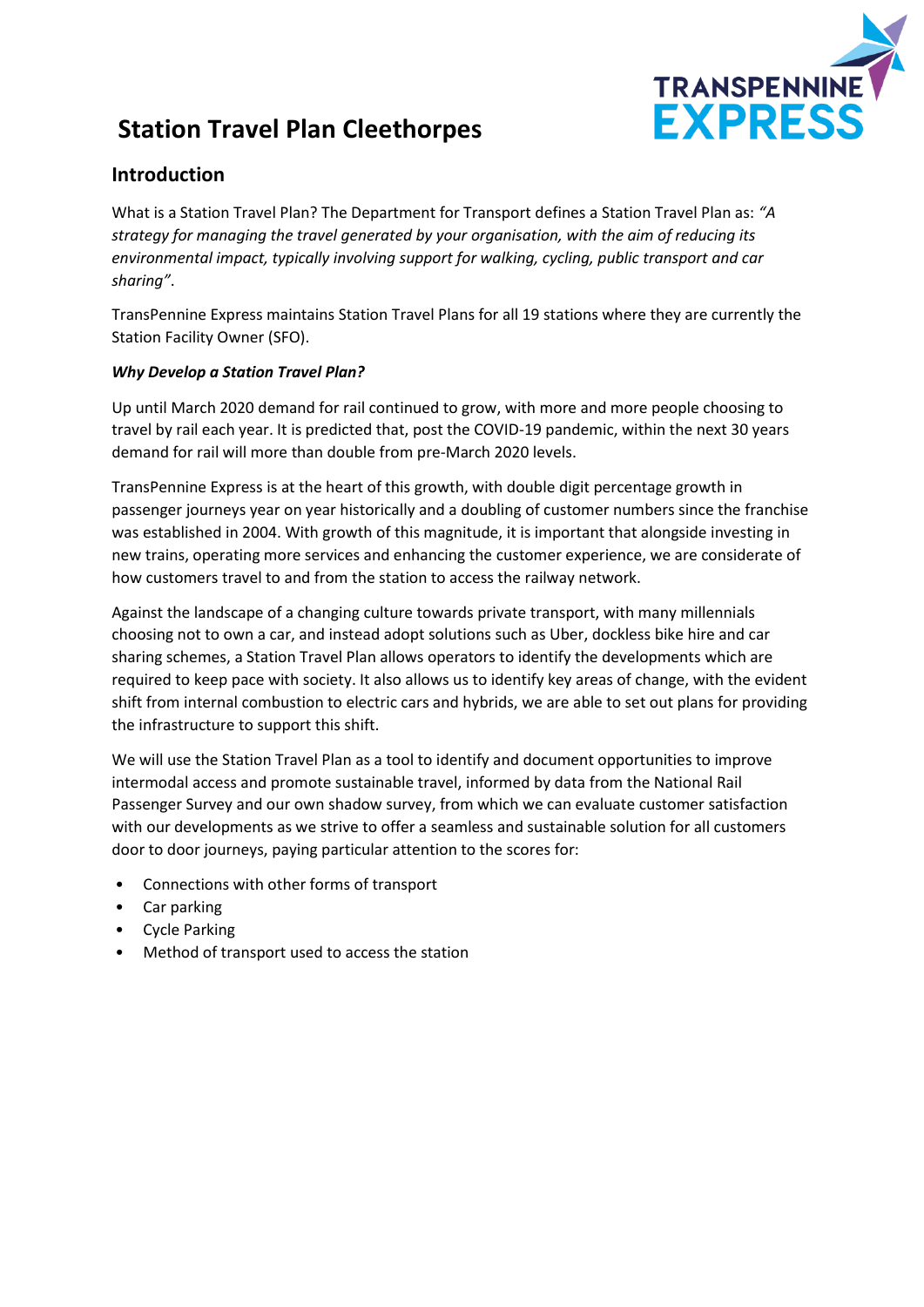# Station Travel Plan Cleethorpes

## Introduction

What is a Station Travel Plan? The Department for Transport defines a Station Travel Plan as: *"A strategy for managing the travel generated by your organisation, with the aim of reducing its environmental impact, typically involving support for walking, cycling, public transport and car sharing"*.

TransPennine Express maintains Station Travel Plans for all 19 stations where they are currently the Station Facility Owner (SFO).

***Why Develop a Station Travel Plan?***

Up until March 2020 demand for rail continued to grow, with more and more people choosing to travel by rail each year. It is predicted that, post the COVID-19 pandemic, within the next 30 years demand for rail will more than double from pre-March 2020 levels.

TransPennine Express is at the heart of this growth, with double digit percentage growth in passenger journeys year on year historically and a doubling of customer numbers since the franchise was established in 2004. With growth of this magnitude, it is important that alongside investing in new trains, operating more services and enhancing the customer experience, we are considerate of how customers travel to and from the station to access the railway network.

Against the landscape of a changing culture towards private transport, with many millennials choosing not to own a car, and instead adopt solutions such as Uber, dockless bike hire and car sharing schemes, a Station Travel Plan allows operators to identify the developments which are required to keep pace with society. It also allows us to identify key areas of change, with the evident shift from internal combustion to electric cars and hybrids, we are able to set out plans for providing the infrastructure to support this shift.

We will use the Station Travel Plan as a tool to identify and document opportunities to improve intermodal access and promote sustainable travel, informed by data from the National Rail Passenger Survey and our own shadow survey, from which we can evaluate customer satisfaction with our developments as we strive to offer a seamless and sustainable solution for all customers door to door journeys, paying particular attention to the scores for:

- Connections with other forms of transport
- Car parking
- Cycle Parking
- Method of transport used to access the station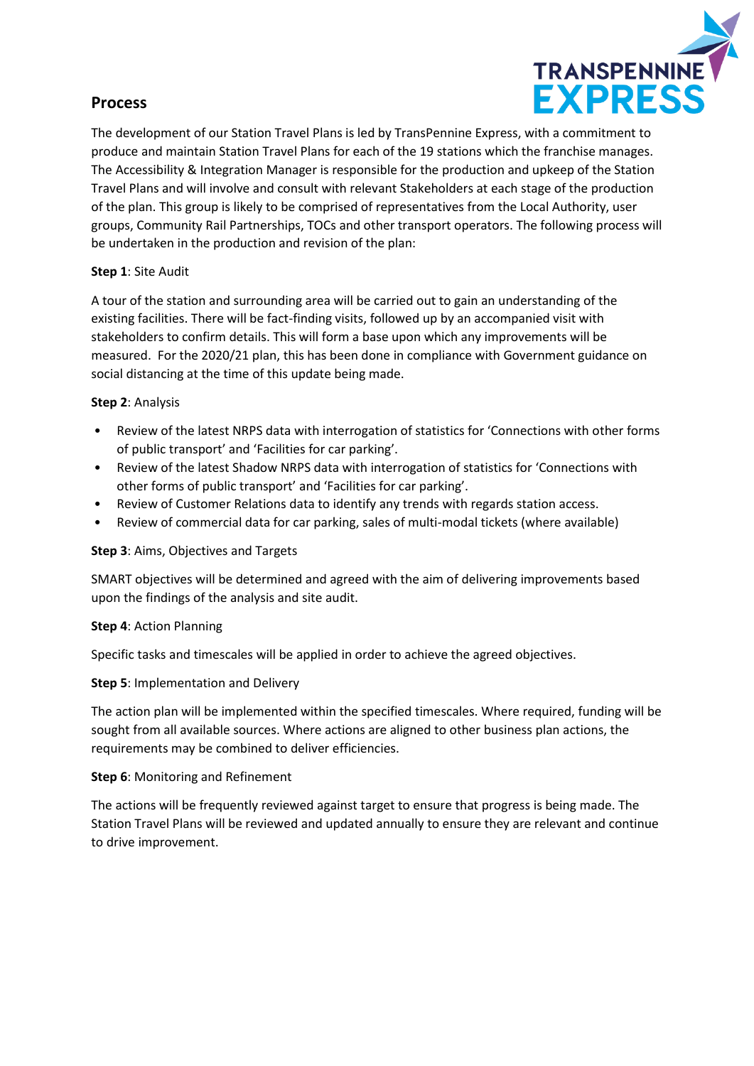## Process

The development of our Station Travel Plans is led by TransPennine Express, with a commitment to produce and maintain Station Travel Plans for each of the 19 stations which the franchise manages. The Accessibility & Integration Manager is responsible for the production and upkeep of the Station Travel Plans and will involve and consult with relevant Stakeholders at each stage of the production of the plan. This group is likely to be comprised of representatives from the Local Authority, user groups, Community Rail Partnerships, TOCs and other transport operators. The following process will be undertaken in the production and revision of the plan:

**Step 1**: Site Audit

A tour of the station and surrounding area will be carried out to gain an understanding of the existing facilities. There will be fact-finding visits, followed up by an accompanied visit with stakeholders to confirm details. This will form a base upon which any improvements will be measured. For the 2020/21 plan, this has been done in compliance with Government guidance on social distancing at the time of this update being made.

**Step 2**: Analysis

- Review of the latest NRPS data with interrogation of statistics for 'Connections with other forms of public transport' and 'Facilities for car parking'.
- Review of the latest Shadow NRPS data with interrogation of statistics for 'Connections with other forms of public transport' and 'Facilities for car parking'.
- Review of Customer Relations data to identify any trends with regards station access.
- Review of commercial data for car parking, sales of multi-modal tickets (where available)

**Step 3**: Aims, Objectives and Targets

SMART objectives will be determined and agreed with the aim of delivering improvements based upon the findings of the analysis and site audit.

**Step 4**: Action Planning

Specific tasks and timescales will be applied in order to achieve the agreed objectives.

**Step 5**: Implementation and Delivery

The action plan will be implemented within the specified timescales. Where required, funding will be sought from all available sources. Where actions are aligned to other business plan actions, the requirements may be combined to deliver efficiencies.

**Step 6**: Monitoring and Refinement

The actions will be frequently reviewed against target to ensure that progress is being made. The Station Travel Plans will be reviewed and updated annually to ensure they are relevant and continue to drive improvement.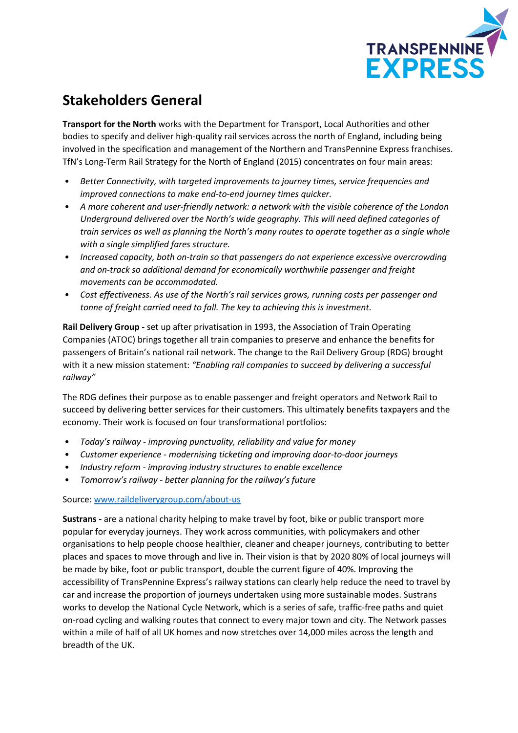## Stakeholders General

**Transport for the North** works with the Department for Transport, Local Authorities and other bodies to specify and deliver high-quality rail services across the north of England, including being involved in the specification and management of the Northern and TransPennine Express franchises. TfN's Long-Term Rail Strategy for the North of England (2015) concentrates on four main areas:

- *Better Connectivity, with targeted improvements to journey times, service frequencies and improved connections to make end-to-end journey times quicker.*
- *A more coherent and user-friendly network: a network with the visible coherence of the London Underground delivered over the North's wide geography. This will need defined categories of train services as well as planning the North's many routes to operate together as a single whole with a single simplified fares structure.*
- *Increased capacity, both on-train so that passengers do not experience excessive overcrowding and on-track so additional demand for economically worthwhile passenger and freight movements can be accommodated.*
- *Cost effectiveness. As use of the North's rail services grows, running costs per passenger and tonne of freight carried need to fall. The key to achieving this is investment.*

**Rail Delivery Group -** set up after privatisation in 1993, the Association of Train Operating Companies (ATOC) brings together all train companies to preserve and enhance the benefits for passengers of Britain's national rail network. The change to the Rail Delivery Group (RDG) brought with it a new mission statement: *"Enabling rail companies to succeed by delivering a successful railway"*

The RDG defines their purpose as to enable passenger and freight operators and Network Rail to succeed by delivering better services for their customers. This ultimately benefits taxpayers and the economy. Their work is focused on four transformational portfolios:

- *Today's railway - improving punctuality, reliability and value for money*
- *Customer experience - modernising ticketing and improving door-to-door journeys*
- *Industry reform - improving industry structures to enable excellence*
- *Tomorrow's railway - better planning for the railway's future*

Source: [www.raildeliverygroup.com/about-us](www.raildeliverygroup.com/about-us)

**Sustrans -** are a national charity helping to make travel by foot, bike or public transport more popular for everyday journeys. They work across communities, with policymakers and other organisations to help people choose healthier, cleaner and cheaper journeys, contributing to better places and spaces to move through and live in. Their vision is that by 2020 80% of local journeys will be made by bike, foot or public transport, double the current figure of 40%. Improving the accessibility of TransPennine Express's railway stations can clearly help reduce the need to travel by car and increase the proportion of journeys undertaken using more sustainable modes. Sustrans works to develop the National Cycle Network, which is a series of safe, traffic-free paths and quiet on-road cycling and walking routes that connect to every major town and city. The Network passes within a mile of half of all UK homes and now stretches over 14,000 miles across the length and breadth of the UK.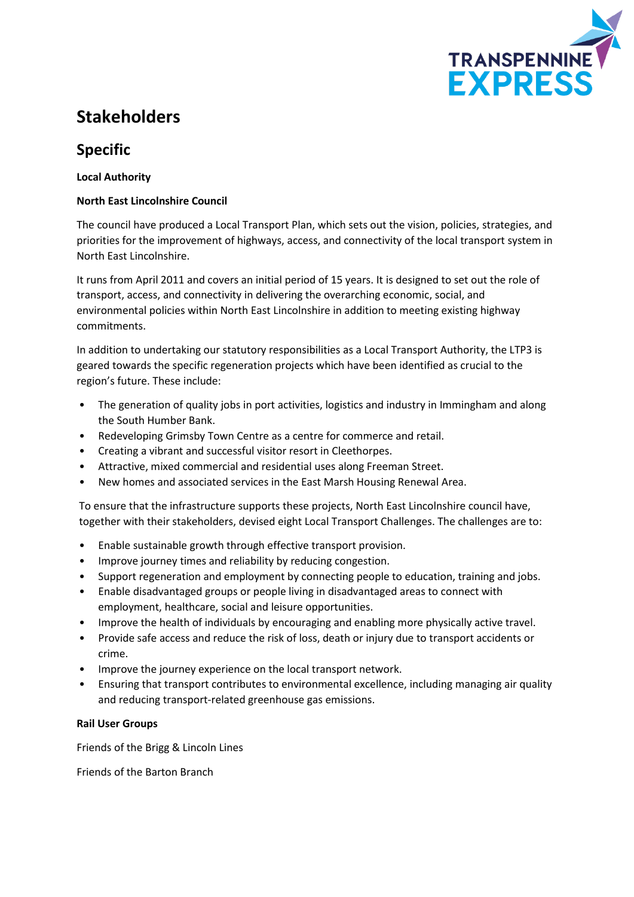# Stakeholders

## Specific

**Local Authority**

**North East Lincolnshire Council**

The council have produced a Local Transport Plan, which sets out the vision, policies, strategies, and priorities for the improvement of highways, access, and connectivity of the local transport system in North East Lincolnshire.

It runs from April 2011 and covers an initial period of 15 years. It is designed to set out the role of transport, access, and connectivity in delivering the overarching economic, social, and environmental policies within North East Lincolnshire in addition to meeting existing highway commitments.

In addition to undertaking our statutory responsibilities as a Local Transport Authority, the LTP3 is geared towards the specific regeneration projects which have been identified as crucial to the region's future. These include:

- The generation of quality jobs in port activities, logistics and industry in Immingham and along the South Humber Bank.
- Redeveloping Grimsby Town Centre as a centre for commerce and retail.
- Creating a vibrant and successful visitor resort in Cleethorpes.
- Attractive, mixed commercial and residential uses along Freeman Street.
- New homes and associated services in the East Marsh Housing Renewal Area.

To ensure that the infrastructure supports these projects, North East Lincolnshire council have, together with their stakeholders, devised eight Local Transport Challenges. The challenges are to:

- Enable sustainable growth through effective transport provision.
- Improve journey times and reliability by reducing congestion.
- Support regeneration and employment by connecting people to education, training and jobs.
- Enable disadvantaged groups or people living in disadvantaged areas to connect with employment, healthcare, social and leisure opportunities.
- Improve the health of individuals by encouraging and enabling more physically active travel.
- Provide safe access and reduce the risk of loss, death or injury due to transport accidents or crime.
- Improve the journey experience on the local transport network.
- Ensuring that transport contributes to environmental excellence, including managing air quality and reducing transport-related greenhouse gas emissions.

**Rail User Groups**

Friends of the Brigg & Lincoln Lines

Friends of the Barton Branch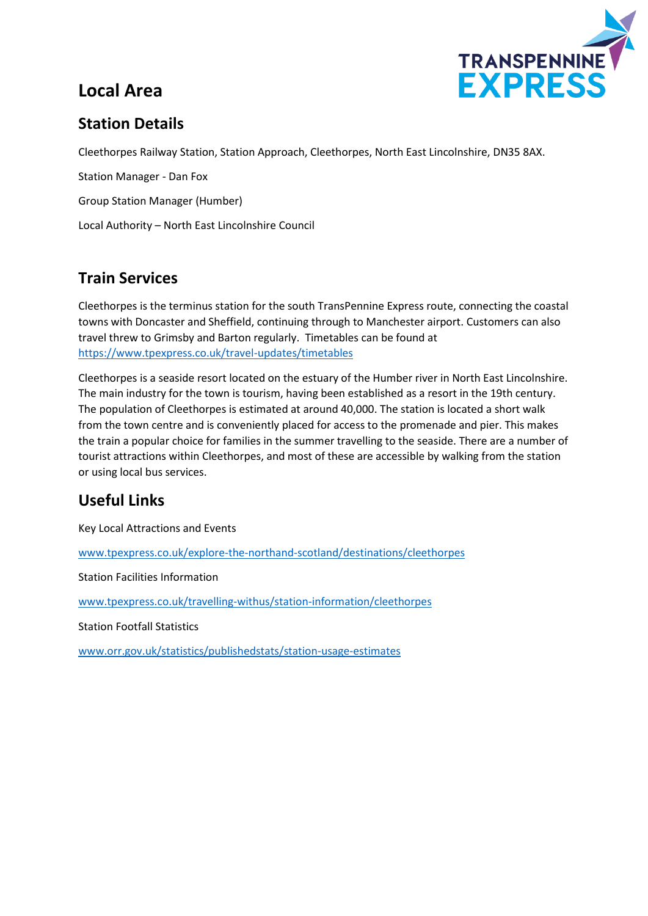# Local Area

## Station Details

Cleethorpes Railway Station, Station Approach, Cleethorpes, North East Lincolnshire, DN35 8AX.

Station Manager - Dan Fox

Group Station Manager (Humber)

Local Authority – North East Lincolnshire Council

## Train Services

Cleethorpes is the terminus station for the south TransPennine Express route, connecting the coastal towns with Doncaster and Sheffield, continuing through to Manchester airport. Customers can also travel threw to Grimsby and Barton regularly. Timetables can be found at https://www.tpexpress.co.uk/travel-updates/timetables

Cleethorpes is a seaside resort located on the estuary of the Humber river in North East Lincolnshire. The main industry for the town is tourism, having been established as a resort in the 19th century. The population of Cleethorpes is estimated at around 40,000. The station is located a short walk from the town centre and is conveniently placed for access to the promenade and pier. This makes the train a popular choice for families in the summer travelling to the seaside. There are a number of tourist attractions within Cleethorpes, and most of these are accessible by walking from the station or using local bus services.

## Useful Links

Key Local Attractions and Events

www.tpexpress.co.uk/explore-the-northand-scotland/destinations/cleethorpes

Station Facilities Information

www.tpexpress.co.uk/travelling-withus/station-information/cleethorpes

Station Footfall Statistics

www.orr.gov.uk/statistics/publishedstats/station-usage-estimates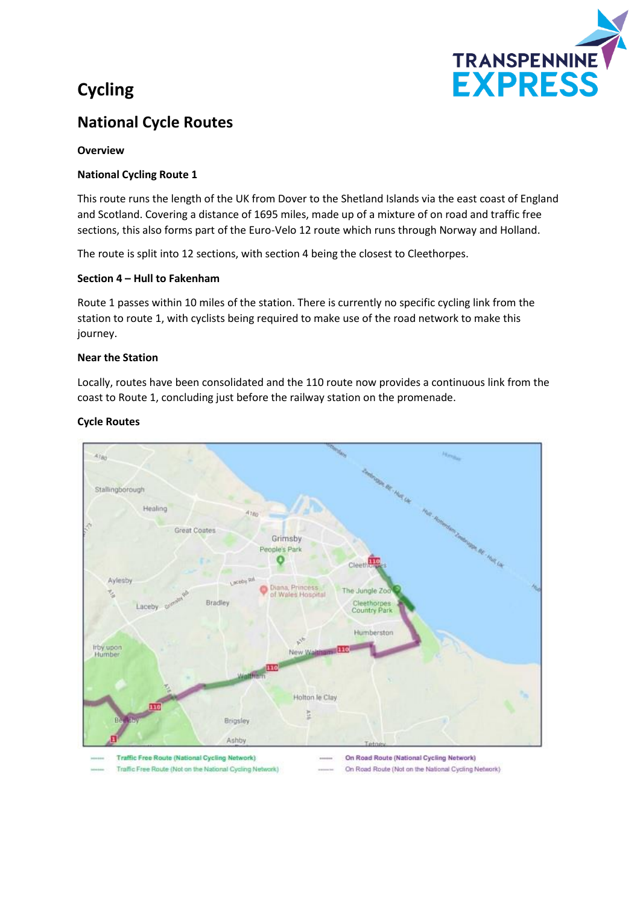# Cycling

## National Cycle Routes

**Overview**

**National Cycling Route 1**

This route runs the length of the UK from Dover to the Shetland Islands via the east coast of England and Scotland. Covering a distance of 1695 miles, made up of a mixture of on road and traffic free sections, this also forms part of the Euro-Velo 12 route which runs through Norway and Holland.

The route is split into 12 sections, with section 4 being the closest to Cleethorpes.

**Section 4 – Hull to Fakenham**

Route 1 passes within 10 miles of the station. There is currently no specific cycling link from the station to route 1, with cyclists being required to make use of the road network to make this journey.

**Near the Station**

Locally, routes have been consolidated and the 110 route now provides a continuous link from the coast to Route 1, concluding just before the railway station on the promenade.

**Cycle Routes**

Traffic Free Route (National Cycling Network)
Traffic Free Route (Not on the National Cycling Network)
On Road Route (National Cycling Network)
On Road Route (Not on the National Cycling Network)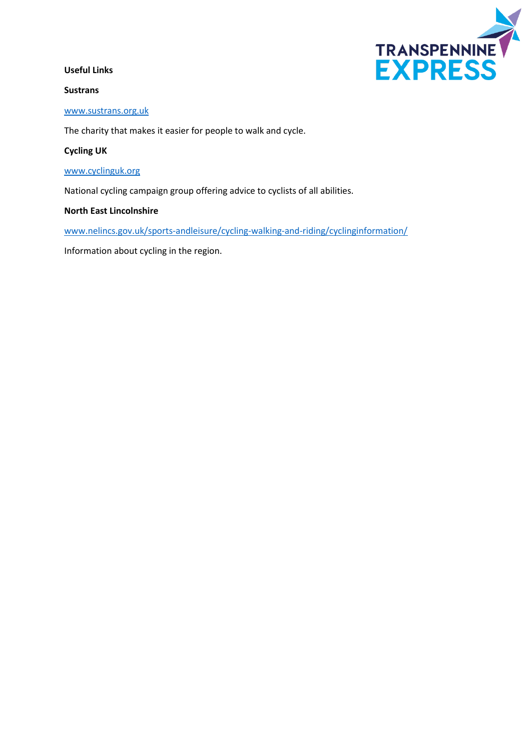**Useful Links**

**Sustrans**

www.sustrans.org.uk

The charity that makes it easier for people to walk and cycle.

**Cycling UK**

www.cyclinguk.org

National cycling campaign group offering advice to cyclists of all abilities.

**North East Lincolnshire**

www.nelincs.gov.uk/sports-andleisure/cycling-walking-and-riding/cyclinginformation/

Information about cycling in the region.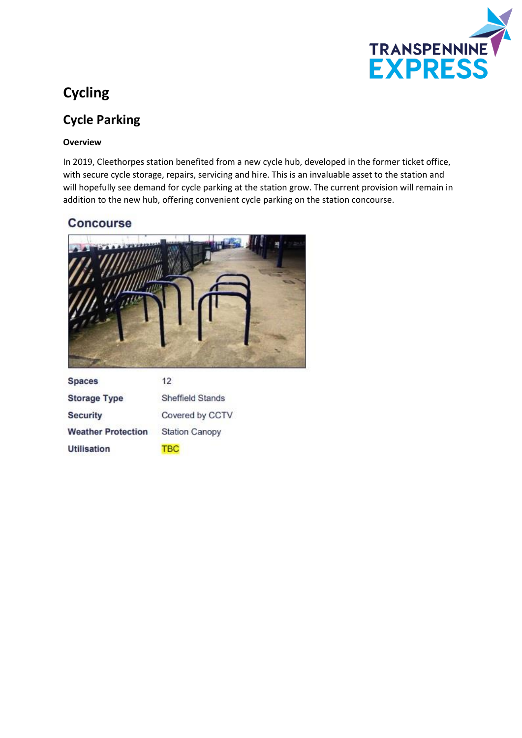# Cycling

## Cycle Parking

**Overview**

In 2019, Cleethorpes station benefited from a new cycle hub, developed in the former ticket office, with secure cycle storage, repairs, servicing and hire. This is an invaluable asset to the station and will hopefully see demand for cycle parking at the station grow. The current provision will remain in addition to the new hub, offering convenient cycle parking on the station concourse.

### Concourse

| | |
|---|---|
| **Spaces** | 12 |
| **Storage Type** | Sheffield Stands |
| **Security** | Covered by CCTV |
| **Weather Protection** | Station Canopy |
| **Utilisation** | TBC |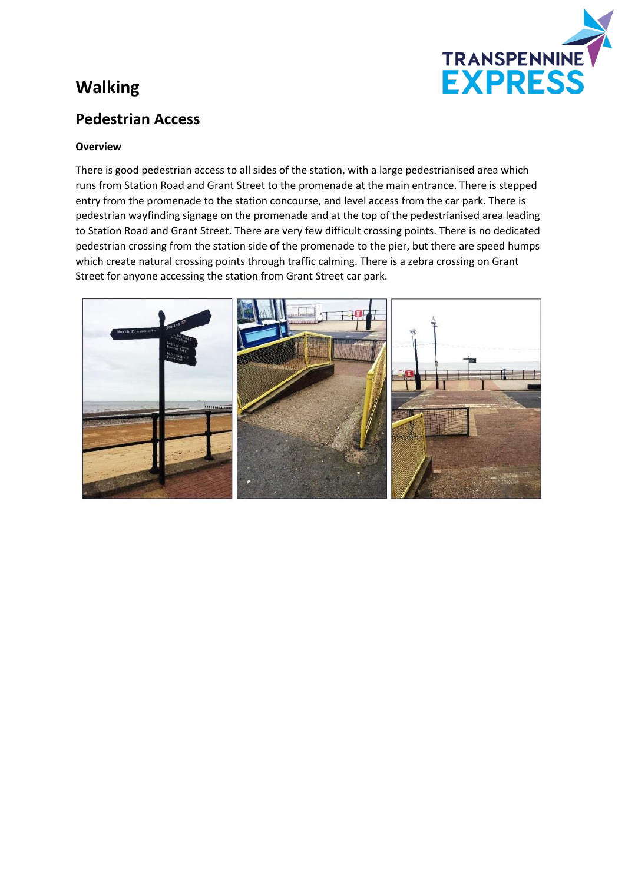# Walking

## Pedestrian Access

### Overview

There is good pedestrian access to all sides of the station, with a large pedestrianised area which runs from Station Road and Grant Street to the promenade at the main entrance. There is stepped entry from the promenade to the station concourse, and level access from the car park. There is pedestrian wayfinding signage on the promenade and at the top of the pedestrianised area leading to Station Road and Grant Street. There are very few difficult crossing points. There is no dedicated pedestrian crossing from the station side of the promenade to the pier, but there are speed humps which create natural crossing points through traffic calming. There is a zebra crossing on Grant Street for anyone accessing the station from Grant Street car park.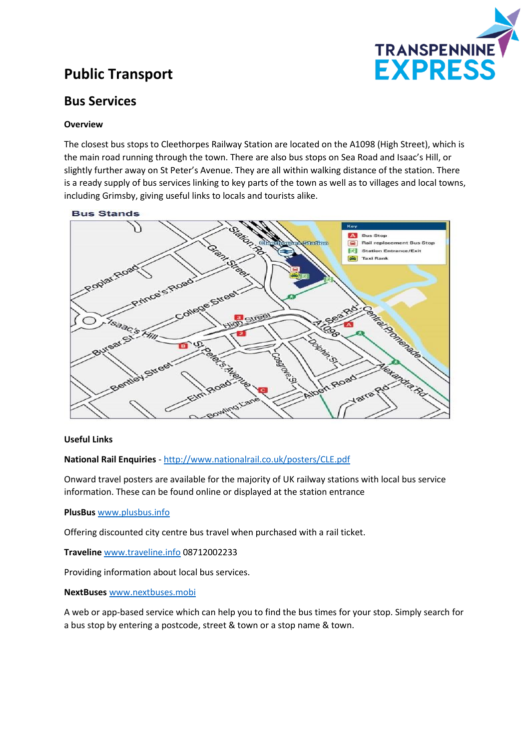# Public Transport

## Bus Services

**Overview**

The closest bus stops to Cleethorpes Railway Station are located on the A1098 (High Street), which is the main road running through the town. There are also bus stops on Sea Road and Isaac's Hill, or slightly further away on St Peter's Avenue. They are all within walking distance of the station. There is a ready supply of bus services linking to key parts of the town as well as to villages and local towns, including Grimsby, giving useful links to locals and tourists alike.

**Bus Stands**

**Useful Links**

**National Rail Enquiries** - http://www.nationalrail.co.uk/posters/CLE.pdf

Onward travel posters are available for the majority of UK railway stations with local bus service information. These can be found online or displayed at the station entrance

**PlusBus** www.plusbus.info

Offering discounted city centre bus travel when purchased with a rail ticket.

**Traveline** www.traveline.info 08712002233

Providing information about local bus services.

**NextBuses** www.nextbuses.mobi

A web or app-based service which can help you to find the bus times for your stop. Simply search for a bus stop by entering a postcode, street & town or a stop name & town.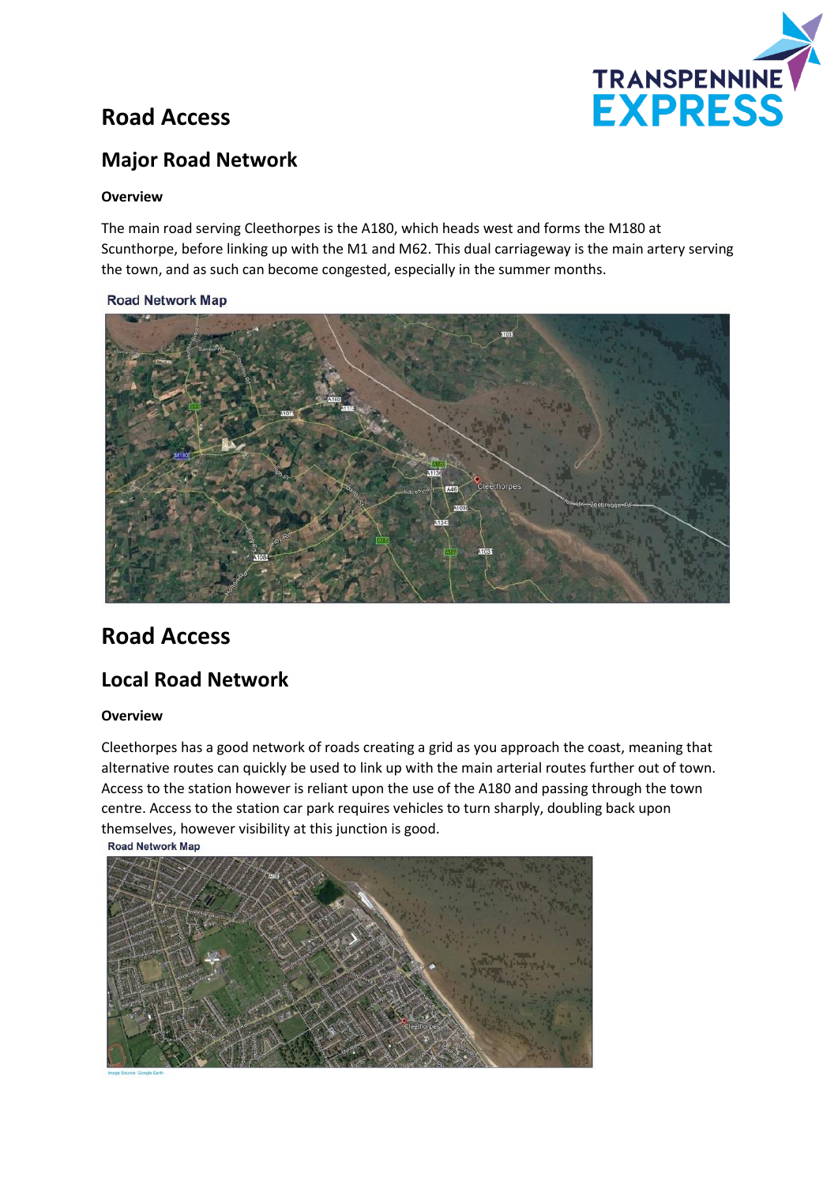# Road Access

## Major Road Network

**Overview**

The main road serving Cleethorpes is the A180, which heads west and forms the M180 at Scunthorpe, before linking up with the M1 and M62. This dual carriageway is the main artery serving the town, and as such can become congested, especially in the summer months.

Road Network Map

# Road Access

## Local Road Network

**Overview**

Cleethorpes has a good network of roads creating a grid as you approach the coast, meaning that alternative routes can quickly be used to link up with the main arterial routes further out of town. Access to the station however is reliant upon the use of the A180 and passing through the town centre. Access to the station car park requires vehicles to turn sharply, doubling back upon themselves, however visibility at this junction is good.

Road Network Map

Image Source: Google Earth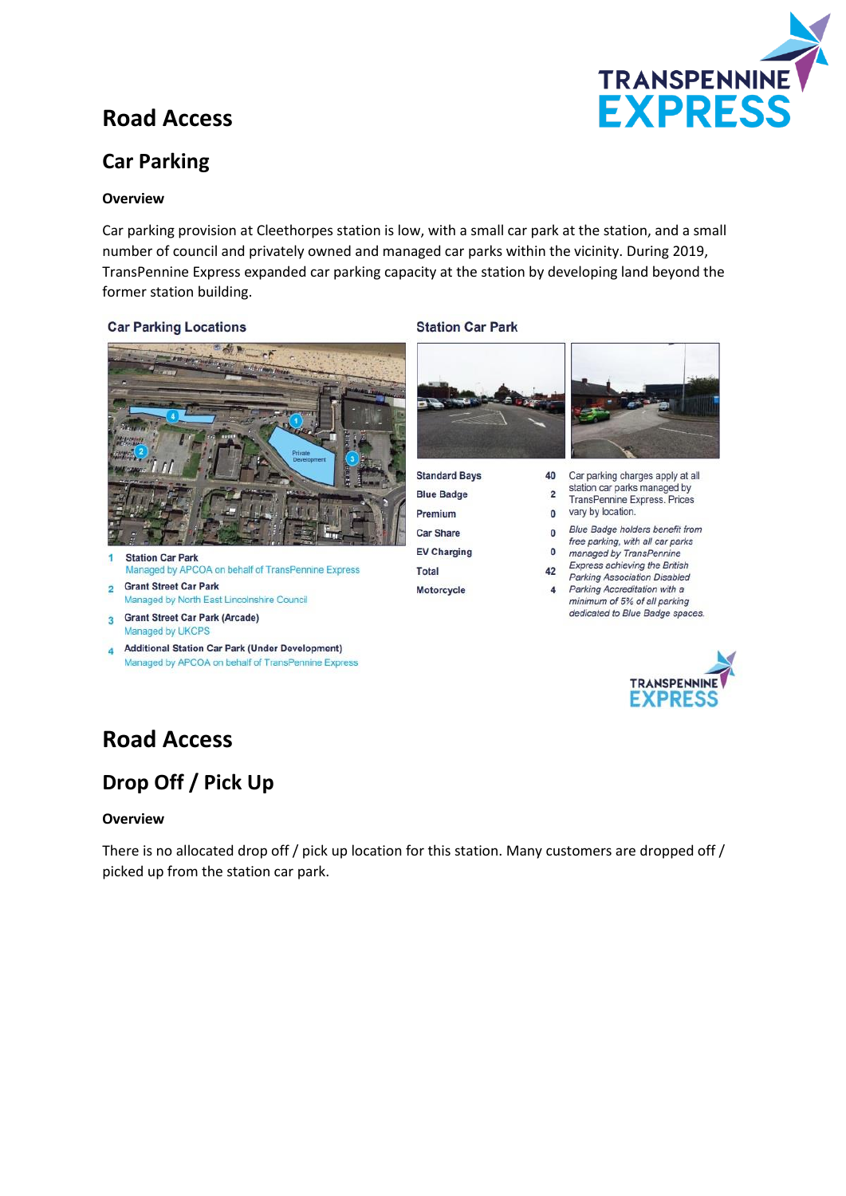# Road Access

## Car Parking

**Overview**

Car parking provision at Cleethorpes station is low, with a small car park at the station, and a small number of council and privately owned and managed car parks within the vicinity. During 2019, TransPennine Express expanded car parking capacity at the station by developing land beyond the former station building.

**Car Parking Locations**

1. Station Car Park
   Managed by APCOA on behalf of TransPennine Express
2. Grant Street Car Park
   Managed by North East Lincolnshire Council
3. Grant Street Car Park (Arcade)
   Managed by UKCPS
4. Additional Station Car Park (Under Development)
   Managed by APCOA on behalf of TransPennine Express

**Station Car Park**

| | |
|---|---|
| Standard Bays | 40 |
| Blue Badge | 2 |
| Premium | 0 |
| Car Share | 0 |
| EV Charging | 0 |
| Total | 42 |
| Motorcycle | 4 |

Car parking charges apply at all station car parks managed by TransPennine Express. Prices vary by location.

*Blue Badge holders benefit from free parking, with all car parks managed by TransPennine Express achieving the British Parking Association Disabled Parking Accreditation with a minimum of 5% of all parking dedicated to Blue Badge spaces.*

# Road Access

## Drop Off / Pick Up

**Overview**

There is no allocated drop off / pick up location for this station. Many customers are dropped off / picked up from the station car park.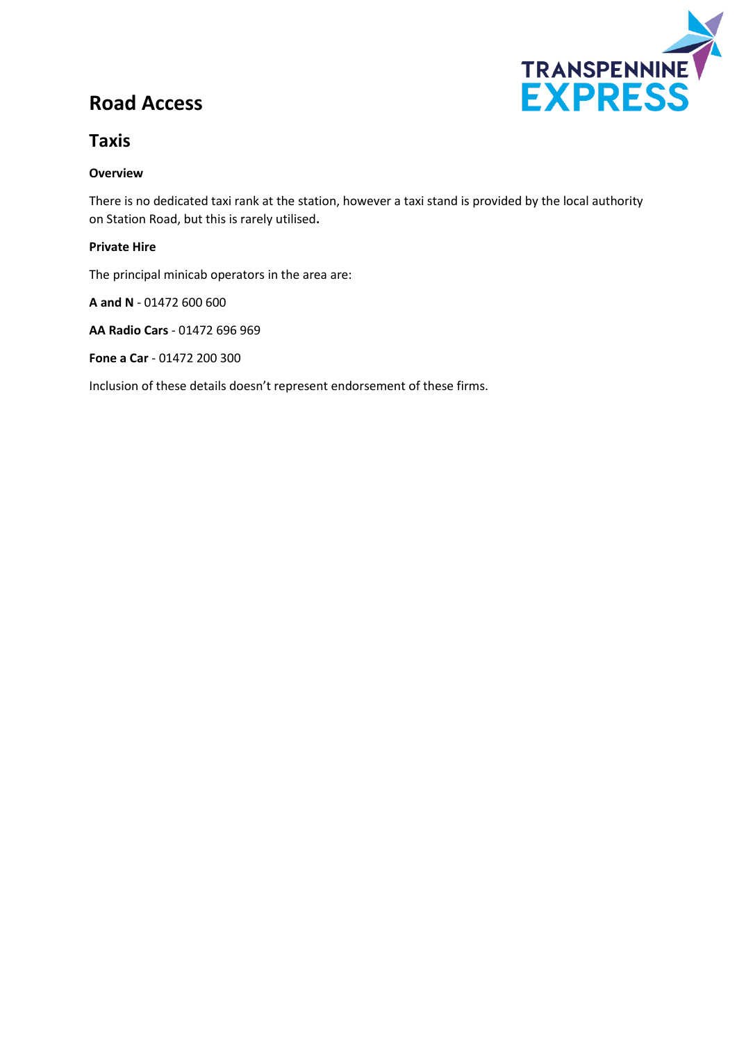# Road Access

## Taxis

**Overview**

There is no dedicated taxi rank at the station, however a taxi stand is provided by the local authority on Station Road, but this is rarely utilised**.**

**Private Hire**

The principal minicab operators in the area are:

**A and N** - 01472 600 600

**AA Radio Cars** - 01472 696 969

**Fone a Car** - 01472 200 300

Inclusion of these details doesn't represent endorsement of these firms.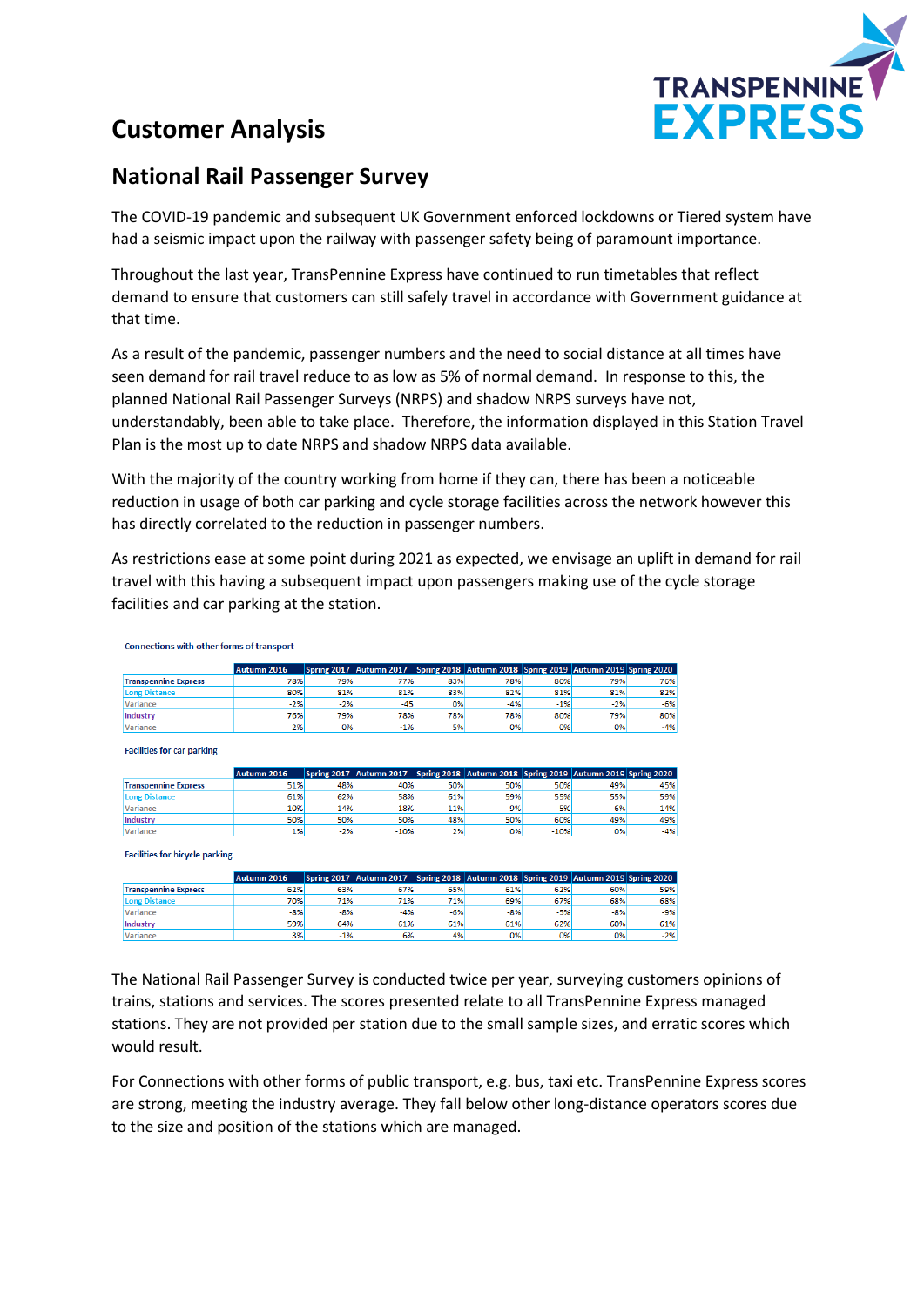# Customer Analysis

## National Rail Passenger Survey

The COVID-19 pandemic and subsequent UK Government enforced lockdowns or Tiered system have had a seismic impact upon the railway with passenger safety being of paramount importance.

Throughout the last year, TransPennine Express have continued to run timetables that reflect demand to ensure that customers can still safely travel in accordance with Government guidance at that time.

As a result of the pandemic, passenger numbers and the need to social distance at all times have seen demand for rail travel reduce to as low as 5% of normal demand. In response to this, the planned National Rail Passenger Surveys (NRPS) and shadow NRPS surveys have not, understandably, been able to take place. Therefore, the information displayed in this Station Travel Plan is the most up to date NRPS and shadow NRPS data available.

With the majority of the country working from home if they can, there has been a noticeable reduction in usage of both car parking and cycle storage facilities across the network however this has directly correlated to the reduction in passenger numbers.

As restrictions ease at some point during 2021 as expected, we envisage an uplift in demand for rail travel with this having a subsequent impact upon passengers making use of the cycle storage facilities and car parking at the station.

Connections with other forms of transport

| | Autumn 2016 | Spring 2017 | Autumn 2017 | Spring 2018 | Autumn 2018 | Spring 2019 | Autumn 2019 | Spring 2020 |
|---|---|---|---|---|---|---|---|---|
| Transpennine Express | 78% | 79% | 77% | 83% | 78% | 80% | 79% | 76% |
| Long Distance | 80% | 81% | 81% | 83% | 82% | 81% | 81% | 82% |
| Variance | -2% | -2% | -45 | 0% | -4% | -1% | -2% | -6% |
| Industry | 76% | 79% | 78% | 78% | 78% | 80% | 79% | 80% |
| Variance | 2% | 0% | -1% | 5% | 0% | 0% | 0% | -4% |

Facilities for car parking

| | Autumn 2016 | Spring 2017 | Autumn 2017 | Spring 2018 | Autumn 2018 | Spring 2019 | Autumn 2019 | Spring 2020 |
|---|---|---|---|---|---|---|---|---|
| Transpennine Express | 51% | 48% | 40% | 50% | 50% | 50% | 49% | 45% |
| Long Distance | 61% | 62% | 58% | 61% | 59% | 55% | 55% | 59% |
| Variance | -10% | -14% | -18% | -11% | -9% | -5% | -6% | -14% |
| Industry | 50% | 50% | 50% | 48% | 50% | 60% | 49% | 49% |
| Variance | 1% | -2% | -10% | 2% | 0% | -10% | 0% | -4% |

Facilities for bicycle parking

| | Autumn 2016 | Spring 2017 | Autumn 2017 | Spring 2018 | Autumn 2018 | Spring 2019 | Autumn 2019 | Spring 2020 |
|---|---|---|---|---|---|---|---|---|
| Transpennine Express | 62% | 63% | 67% | 65% | 61% | 62% | 60% | 59% |
| Long Distance | 70% | 71% | 71% | 71% | 69% | 67% | 68% | 68% |
| Variance | -8% | -8% | -4% | -6% | -8% | -5% | -8% | -9% |
| Industry | 59% | 64% | 61% | 61% | 61% | 62% | 60% | 61% |
| Variance | 3% | -1% | 6% | 4% | 0% | 0% | 0% | -2% |

The National Rail Passenger Survey is conducted twice per year, surveying customers opinions of trains, stations and services. The scores presented relate to all TransPennine Express managed stations. They are not provided per station due to the small sample sizes, and erratic scores which would result.

For Connections with other forms of public transport, e.g. bus, taxi etc. TransPennine Express scores are strong, meeting the industry average. They fall below other long-distance operators scores due to the size and position of the stations which are managed.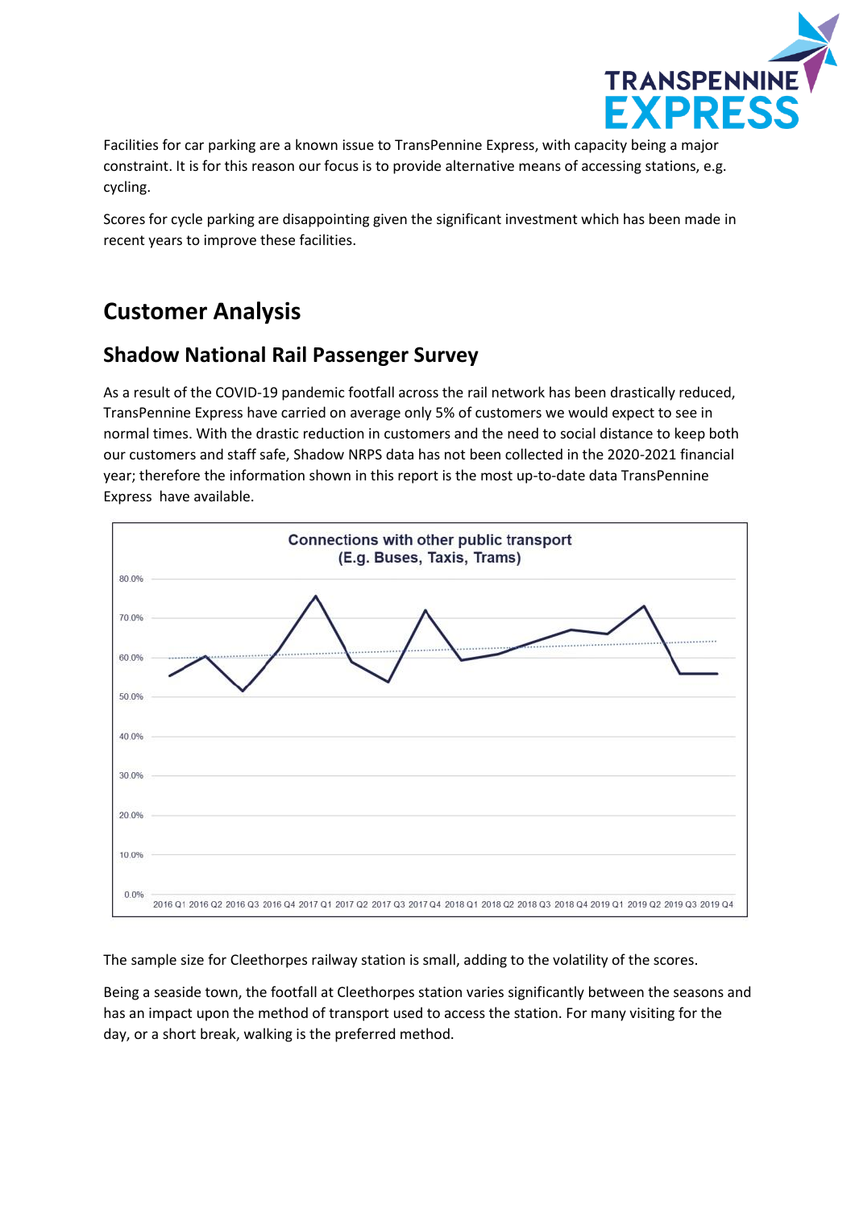Facilities for car parking are a known issue to TransPennine Express, with capacity being a major constraint. It is for this reason our focus is to provide alternative means of accessing stations, e.g. cycling.

Scores for cycle parking are disappointing given the significant investment which has been made in recent years to improve these facilities.

# Customer Analysis

## Shadow National Rail Passenger Survey

As a result of the COVID-19 pandemic footfall across the rail network has been drastically reduced, TransPennine Express have carried on average only 5% of customers we would expect to see in normal times. With the drastic reduction in customers and the need to social distance to keep both our customers and staff safe, Shadow NRPS data has not been collected in the 2020-2021 financial year; therefore the information shown in this report is the most up-to-date data TransPennine Express have available.

Connections with other public transport (E.g. Buses, Taxis, Trams)

The sample size for Cleethorpes railway station is small, adding to the volatility of the scores.

Being a seaside town, the footfall at Cleethorpes station varies significantly between the seasons and has an impact upon the method of transport used to access the station. For many visiting for the day, or a short break, walking is the preferred method.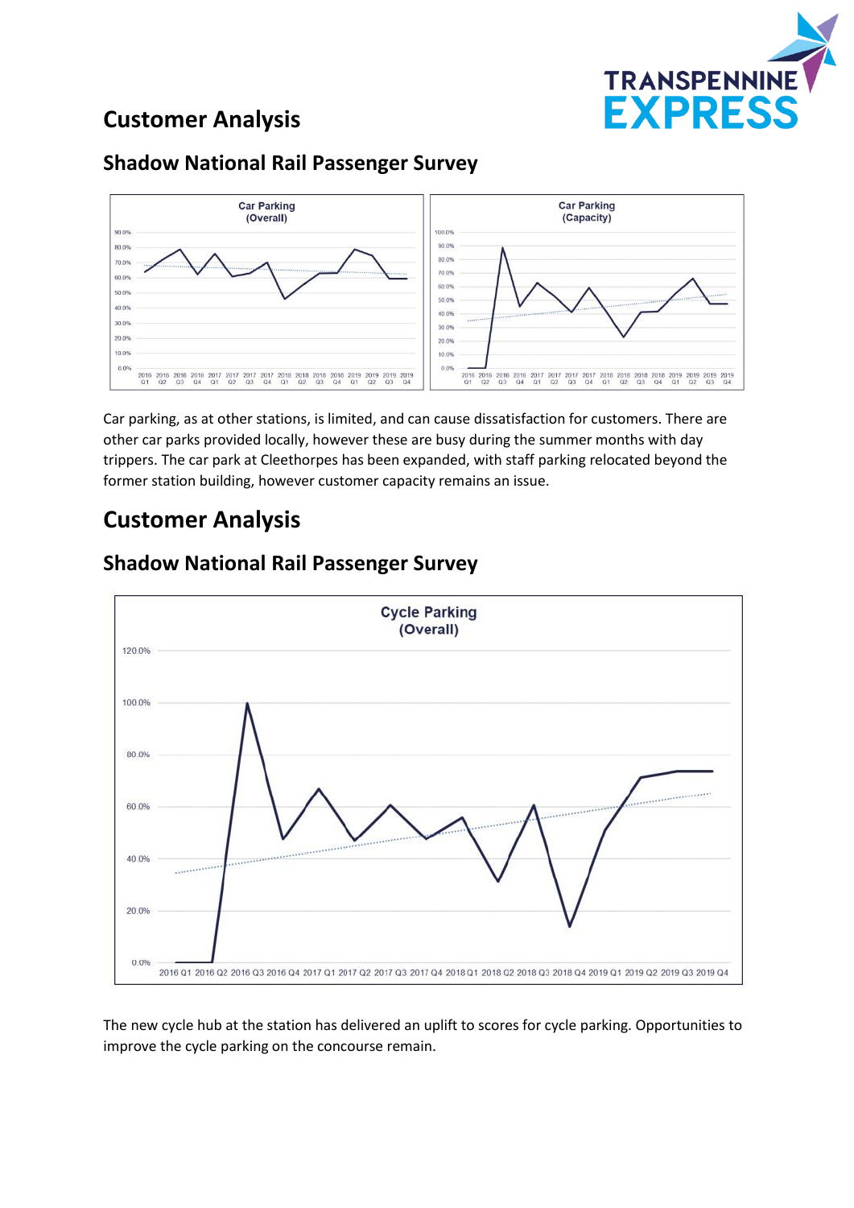## Customer Analysis

### Shadow National Rail Passenger Survey

Car parking, as at other stations, is limited, and can cause dissatisfaction for customers. There are other car parks provided locally, however these are busy during the summer months with day trippers. The car park at Cleethorpes has been expanded, with staff parking relocated beyond the former station building, however customer capacity remains an issue.

## Customer Analysis

### Shadow National Rail Passenger Survey

The new cycle hub at the station has delivered an uplift to scores for cycle parking. Opportunities to improve the cycle parking on the concourse remain.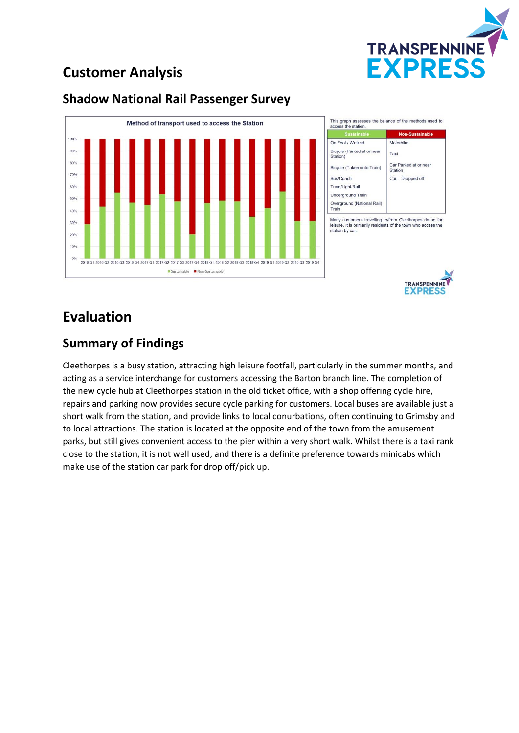## Customer Analysis

### Shadow National Rail Passenger Survey

**Method of transport used to access the Station**

This graph assesses the balance of the methods used to access the station.

| Sustainable | Non-Sustainable |
|---|---|
| On Foot / Walked | Motorbike |
| Bicycle (Parked at or near Station) | Taxi |
| Bicycle (Taken onto Train) | Car Parked at or near Station |
| Bus/Coach | Car – Dropped off |
| Tram/Light Rail | |
| Underground Train | |
| Overground (National Rail) Train | |

Many customers travelling to/from Cleethorpes do so for leisure. It is primarily residents of the town who access the station by car.

# Evaluation

## Summary of Findings

Cleethorpes is a busy station, attracting high leisure footfall, particularly in the summer months, and acting as a service interchange for customers accessing the Barton branch line. The completion of the new cycle hub at Cleethorpes station in the old ticket office, with a shop offering cycle hire, repairs and parking now provides secure cycle parking for customers. Local buses are available just a short walk from the station, and provide links to local conurbations, often continuing to Grimsby and to local attractions. The station is located at the opposite end of the town from the amusement parks, but still gives convenient access to the pier within a very short walk. Whilst there is a taxi rank close to the station, it is not well used, and there is a definite preference towards minicabs which make use of the station car park for drop off/pick up.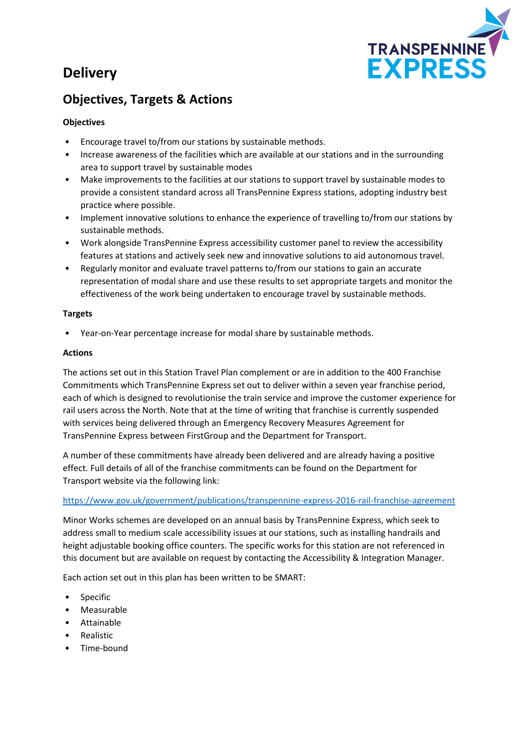# Delivery

## Objectives, Targets & Actions

**Objectives**

- Encourage travel to/from our stations by sustainable methods.
- Increase awareness of the facilities which are available at our stations and in the surrounding area to support travel by sustainable modes
- Make improvements to the facilities at our stations to support travel by sustainable modes to provide a consistent standard across all TransPennine Express stations, adopting industry best practice where possible.
- Implement innovative solutions to enhance the experience of travelling to/from our stations by sustainable methods.
- Work alongside TransPennine Express accessibility customer panel to review the accessibility features at stations and actively seek new and innovative solutions to aid autonomous travel.
- Regularly monitor and evaluate travel patterns to/from our stations to gain an accurate representation of modal share and use these results to set appropriate targets and monitor the effectiveness of the work being undertaken to encourage travel by sustainable methods.

**Targets**

- Year-on-Year percentage increase for modal share by sustainable methods.

**Actions**

The actions set out in this Station Travel Plan complement or are in addition to the 400 Franchise Commitments which TransPennine Express set out to deliver within a seven year franchise period, each of which is designed to revolutionise the train service and improve the customer experience for rail users across the North. Note that at the time of writing that franchise is currently suspended with services being delivered through an Emergency Recovery Measures Agreement for TransPennine Express between FirstGroup and the Department for Transport.

A number of these commitments have already been delivered and are already having a positive effect. Full details of all of the franchise commitments can be found on the Department for Transport website via the following link:

https://www.gov.uk/government/publications/transpennine-express-2016-rail-franchise-agreement

Minor Works schemes are developed on an annual basis by TransPennine Express, which seek to address small to medium scale accessibility issues at our stations, such as installing handrails and height adjustable booking office counters. The specific works for this station are not referenced in this document but are available on request by contacting the Accessibility & Integration Manager.

Each action set out in this plan has been written to be SMART:

- Specific
- Measurable
- Attainable
- Realistic
- Time-bound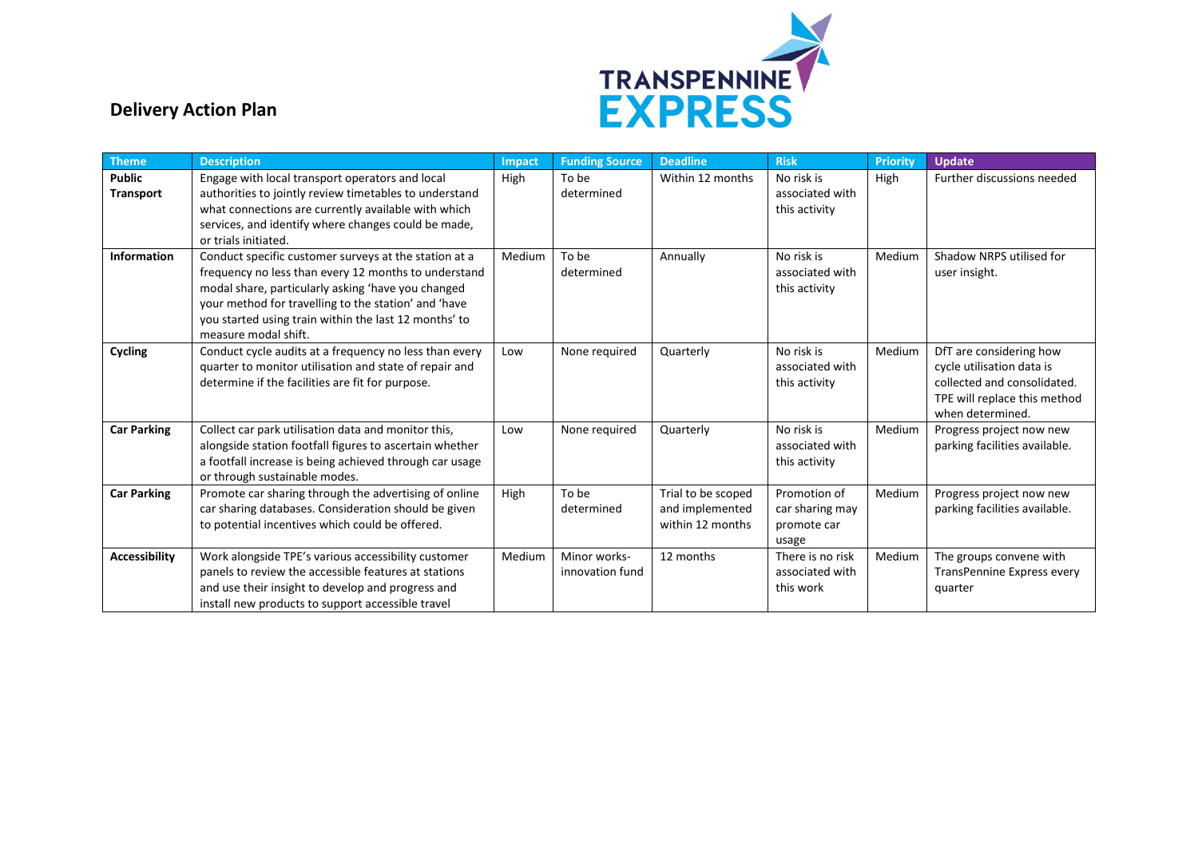## Delivery Action Plan

| Theme | Description | Impact | Funding Source | Deadline | Risk | Priority | Update |
|---|---|---|---|---|---|---|---|
| **Public Transport** | Engage with local transport operators and local authorities to jointly review timetables to understand what connections are currently available with which services, and identify where changes could be made, or trials initiated. | High | To be determined | Within 12 months | No risk is associated with this activity | High | Further discussions needed |
| **Information** | Conduct specific customer surveys at the station at a frequency no less than every 12 months to understand modal share, particularly asking 'have you changed your method for travelling to the station' and 'have you started using train within the last 12 months' to measure modal shift. | Medium | To be determined | Annually | No risk is associated with this activity | Medium | Shadow NRPS utilised for user insight. |
| **Cycling** | Conduct cycle audits at a frequency no less than every quarter to monitor utilisation and state of repair and determine if the facilities are fit for purpose. | Low | None required | Quarterly | No risk is associated with this activity | Medium | DfT are considering how cycle utilisation data is collected and consolidated. TPE will replace this method when determined. |
| **Car Parking** | Collect car park utilisation data and monitor this, alongside station footfall figures to ascertain whether a footfall increase is being achieved through car usage or through sustainable modes. | Low | None required | Quarterly | No risk is associated with this activity | Medium | Progress project now new parking facilities available. |
| **Car Parking** | Promote car sharing through the advertising of online car sharing databases. Consideration should be given to potential incentives which could be offered. | High | To be determined | Trial to be scoped and implemented within 12 months | Promotion of car sharing may promote car usage | Medium | Progress project now new parking facilities available. |
| **Accessibility** | Work alongside TPE's various accessibility customer panels to review the accessible features at stations and use their insight to develop and progress and install new products to support accessible travel | Medium | Minor works-innovation fund | 12 months | There is no risk associated with this work | Medium | The groups convene with TransPennine Express every quarter |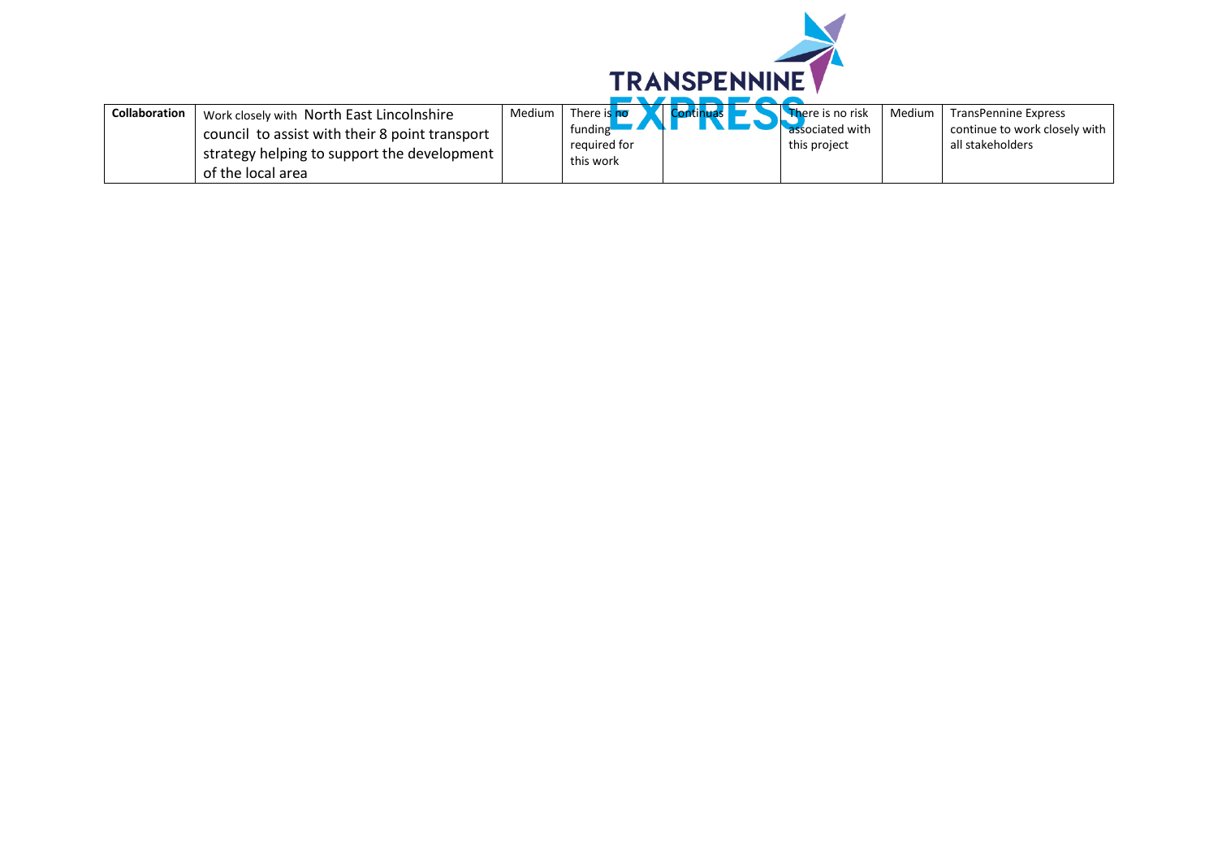| | | | | | | | |
|---|---|---|---|---|---|---|---|
| **Collaboration** | Work closely with North East Lincolnshire council to assist with their 8 point transport strategy helping to support the development of the local area | Medium | There is no funding required for this work | Continuas | There is no risk associated with this project | Medium | TransPennine Express continue to work closely with all stakeholders |